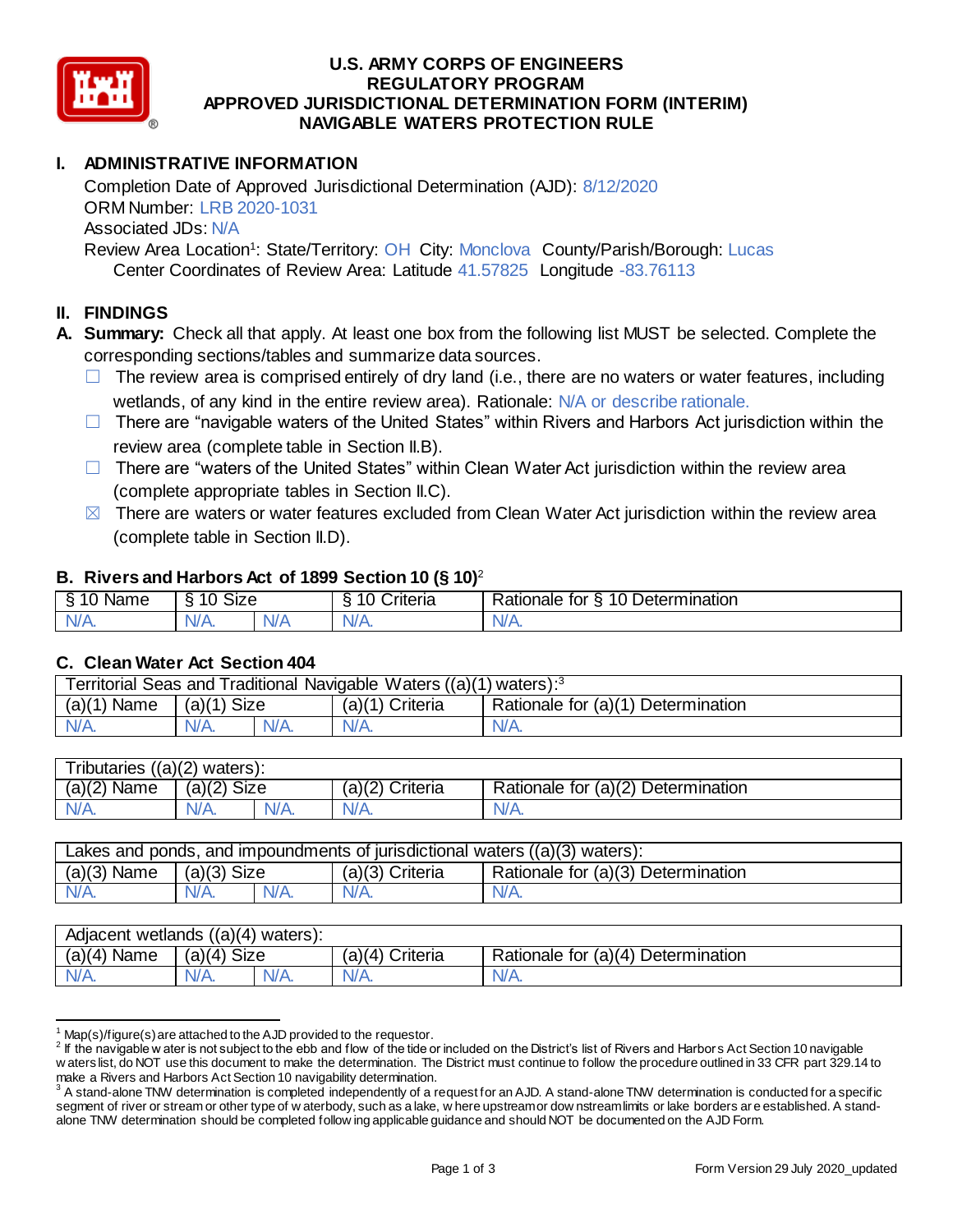# U.S. ARMY CORPS OF ENGINEERS
# REGULATORY PROGRAM
# APPROVED JURISDICTIONAL DETERMINATION FORM (INTERIM)
# NAVIGABLE WATERS PROTECTION RULE

## I. ADMINISTRATIVE INFORMATION

Completion Date of Approved Jurisdictional Determination (AJD): 8/12/2020
ORM Number: LRB 2020-1031
Associated JDs: N/A
Review Area Location[1]: State/Territory: OH City: Monclova County/Parish/Borough: Lucas
Center Coordinates of Review Area: Latitude 41.57825 Longitude -83.76113

## II. FINDINGS

**A. Summary:** Check all that apply. At least one box from the following list MUST be selected. Complete the corresponding sections/tables and summarize data sources.

- ☐ The review area is comprised entirely of dry land (i.e., there are no waters or water features, including wetlands, of any kind in the entire review area). Rationale: N/A or describe rationale.
- ☐ There are "navigable waters of the United States" within Rivers and Harbors Act jurisdiction within the review area (complete table in Section II.B).
- ☐ There are "waters of the United States" within Clean Water Act jurisdiction within the review area (complete appropriate tables in Section II.C).
- ☒ There are waters or water features excluded from Clean Water Act jurisdiction within the review area (complete table in Section II.D).

### B. Rivers and Harbors Act of 1899 Section 10 (§ 10)[2]

| § 10 Name | § 10 Size | | § 10 Criteria | Rationale for § 10 Determination |
|---|---|---|---|---|
| N/A. | N/A. | N/A | N/A. | N/A. |

### C. Clean Water Act Section 404

| Territorial Seas and Traditional Navigable Waters ((a)(1) waters):[3] | | | | |
|---|---|---|---|---|
| (a)(1) Name | (a)(1) Size | | (a)(1) Criteria | Rationale for (a)(1) Determination |
| N/A. | N/A. | N/A. | N/A. | N/A. |

| Tributaries ((a)(2) waters): | | | | |
|---|---|---|---|---|
| (a)(2) Name | (a)(2) Size | | (a)(2) Criteria | Rationale for (a)(2) Determination |
| N/A. | N/A. | N/A. | N/A. | N/A. |

| Lakes and ponds, and impoundments of jurisdictional waters ((a)(3) waters): | | | | |
|---|---|---|---|---|
| (a)(3) Name | (a)(3) Size | | (a)(3) Criteria | Rationale for (a)(3) Determination |
| N/A. | N/A. | N/A. | N/A. | N/A. |

| Adjacent wetlands ((a)(4) waters): | | | | |
|---|---|---|---|---|
| (a)(4) Name | (a)(4) Size | | (a)(4) Criteria | Rationale for (a)(4) Determination |
| N/A. | N/A. | N/A. | N/A. | N/A. |

---

[1] Map(s)/figure(s) are attached to the AJD provided to the requestor.
[2] If the navigable water is not subject to the ebb and flow of the tide or included on the District's list of Rivers and Harbors Act Section 10 navigable waters list, do NOT use this document to make the determination. The District must continue to follow the procedure outlined in 33 CFR part 329.14 to make a Rivers and Harbors Act Section 10 navigability determination.
[3] A stand-alone TNW determination is completed independently of a request for an AJD. A stand-alone TNW determination is conducted for a specific segment of river or stream or other type of waterbody, such as a lake, where upstream or downstream limits or lake borders are established. A stand-alone TNW determination should be completed following applicable guidance and should NOT be documented on the AJD Form.

Form Version 29 July 2020_updated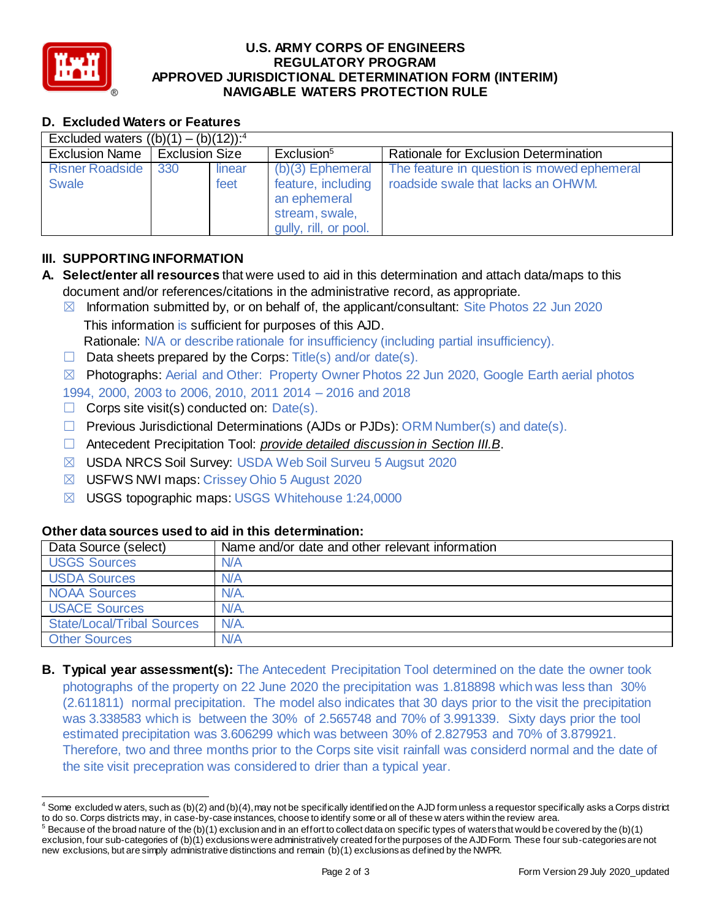## D. Excluded Waters or Features

| Excluded waters ((b)(1) – (b)(12)):[4] | | | | |
|---|---|---|---|---|
| Exclusion Name | Exclusion Size | | Exclusion[5] | Rationale for Exclusion Determination |
| Risner Roadside Swale | 330 | linear feet | (b)(3) Ephemeral feature, including an ephemeral stream, swale, gully, rill, or pool. | The feature in question is mowed ephemeral roadside swale that lacks an OHWM. |

## III. SUPPORTING INFORMATION

**A. Select/enter all resources** that were used to aid in this determination and attach data/maps to this document and/or references/citations in the administrative record, as appropriate.

☒ Information submitted by, or on behalf of, the applicant/consultant: Site Photos 22 Jun 2020
This information is sufficient for purposes of this AJD.
Rationale: N/A or describe rationale for insufficiency (including partial insufficiency).

☐ Data sheets prepared by the Corps: Title(s) and/or date(s).

☒ Photographs: Aerial and Other: Property Owner Photos 22 Jun 2020, Google Earth aerial photos 1994, 2000, 2003 to 2006, 2010, 2011 2014 – 2016 and 2018

☐ Corps site visit(s) conducted on: Date(s).

☐ Previous Jurisdictional Determinations (AJDs or PJDs): ORM Number(s) and date(s).

☐ Antecedent Precipitation Tool: *provide detailed discussion in Section III.B*.

☒ USDA NRCS Soil Survey: USDA Web Soil Surveu 5 Augsut 2020

☒ USFWS NWI maps: Crissey Ohio 5 August 2020

☒ USGS topographic maps: USGS Whitehouse 1:24,0000

### Other data sources used to aid in this determination:

| Data Source (select) | Name and/or date and other relevant information |
|---|---|
| USGS Sources | N/A |
| USDA Sources | N/A |
| NOAA Sources | N/A. |
| USACE Sources | N/A. |
| State/Local/Tribal Sources | N/A. |
| Other Sources | N/A |

**B. Typical year assessment(s):** The Antecedent Precipitation Tool determined on the date the owner took photographs of the property on 22 June 2020 the precipitation was 1.818898 which was less than 30% (2.611811) normal precipitation. The model also indicates that 30 days prior to the visit the precipitation was 3.338583 which is between the 30% of 2.565748 and 70% of 3.991339. Sixty days prior the tool estimated precipitation was 3.606299 which was between 30% of 2.827953 and 70% of 3.879921. Therefore, two and three months prior to the Corps site visit rainfall was considerd normal and the date of the site visit precepration was considered to drier than a typical year.

---

[4] Some excluded waters, such as (b)(2) and (b)(4), may not be specifically identified on the AJD form unless a requestor specifically asks a Corps district to do so. Corps districts may, in case-by-case instances, choose to identify some or all of these waters within the review area.

[5] Because of the broad nature of the (b)(1) exclusion and in an effort to collect data on specific types of waters that would be covered by the (b)(1) exclusion, four sub-categories of (b)(1) exclusions were administratively created for the purposes of the AJD Form. These four sub-categories are not new exclusions, but are simply administrative distinctions and remain (b)(1) exclusions as defined by the NWPR.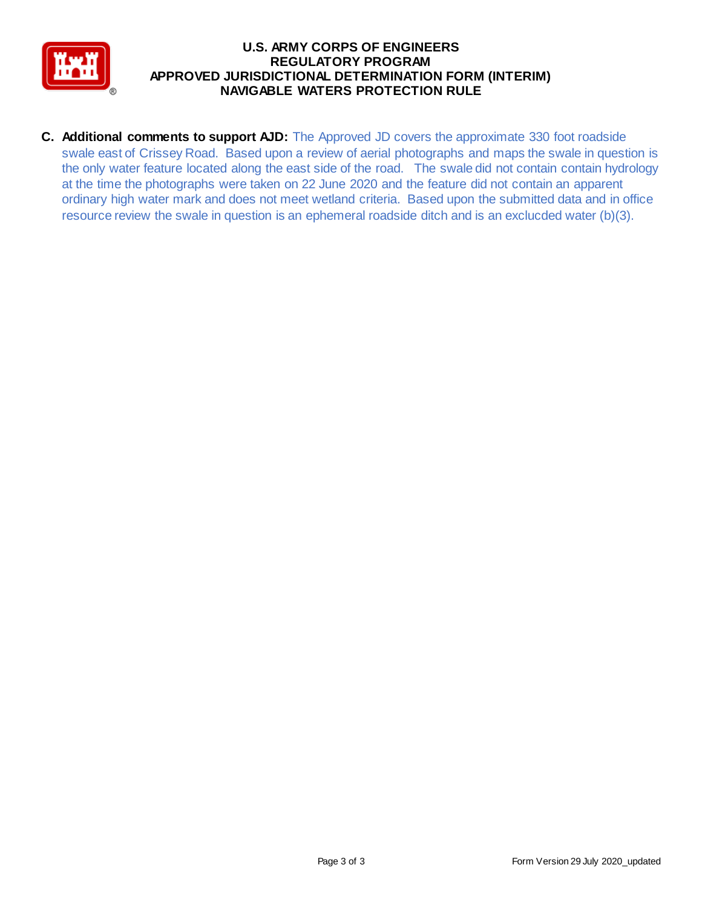**C. Additional comments to support AJD:** The Approved JD covers the approximate 330 foot roadside swale east of Crissey Road. Based upon a review of aerial photographs and maps the swale in question is the only water feature located along the east side of the road. The swale did not contain contain hydrology at the time the photographs were taken on 22 June 2020 and the feature did not contain an apparent ordinary high water mark and does not meet wetland criteria. Based upon the submitted data and in office resource review the swale in question is an ephemeral roadside ditch and is an exclucded water (b)(3).